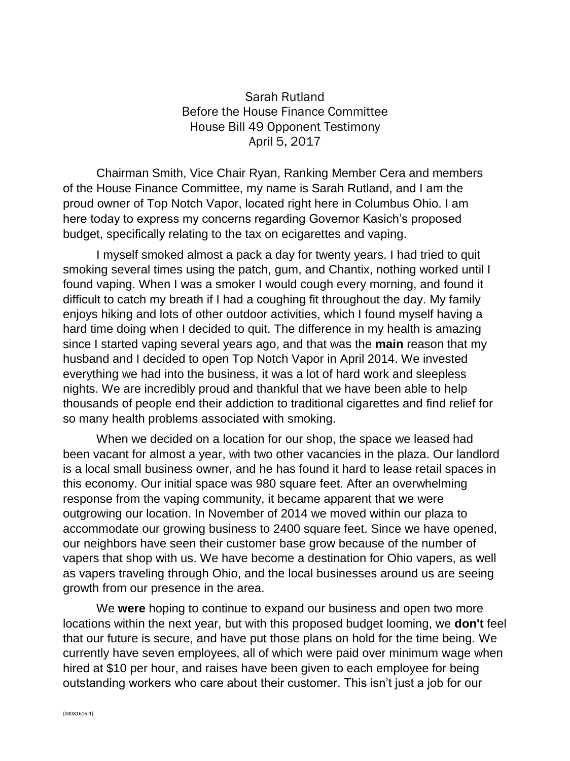Sarah Rutland
Before the House Finance Committee
House Bill 49 Opponent Testimony
April 5, 2017

Chairman Smith, Vice Chair Ryan, Ranking Member Cera and members of the House Finance Committee, my name is Sarah Rutland, and I am the proud owner of Top Notch Vapor, located right here in Columbus Ohio. I am here today to express my concerns regarding Governor Kasich's proposed budget, specifically relating to the tax on ecigarettes and vaping.

I myself smoked almost a pack a day for twenty years. I had tried to quit smoking several times using the patch, gum, and Chantix, nothing worked until I found vaping. When I was a smoker I would cough every morning, and found it difficult to catch my breath if I had a coughing fit throughout the day. My family enjoys hiking and lots of other outdoor activities, which I found myself having a hard time doing when I decided to quit. The difference in my health is amazing since I started vaping several years ago, and that was the **main** reason that my husband and I decided to open Top Notch Vapor in April 2014. We invested everything we had into the business, it was a lot of hard work and sleepless nights. We are incredibly proud and thankful that we have been able to help thousands of people end their addiction to traditional cigarettes and find relief for so many health problems associated with smoking.

When we decided on a location for our shop, the space we leased had been vacant for almost a year, with two other vacancies in the plaza. Our landlord is a local small business owner, and he has found it hard to lease retail spaces in this economy. Our initial space was 980 square feet. After an overwhelming response from the vaping community, it became apparent that we were outgrowing our location. In November of 2014 we moved within our plaza to accommodate our growing business to 2400 square feet. Since we have opened, our neighbors have seen their customer base grow because of the number of vapers that shop with us. We have become a destination for Ohio vapers, as well as vapers traveling through Ohio, and the local businesses around us are seeing growth from our presence in the area.

We **were** hoping to continue to expand our business and open two more locations within the next year, but with this proposed budget looming, we **don't** feel that our future is secure, and have put those plans on hold for the time being. We currently have seven employees, all of which were paid over minimum wage when hired at $10 per hour, and raises have been given to each employee for being outstanding workers who care about their customer. This isn't just a job for our

{00081616-1}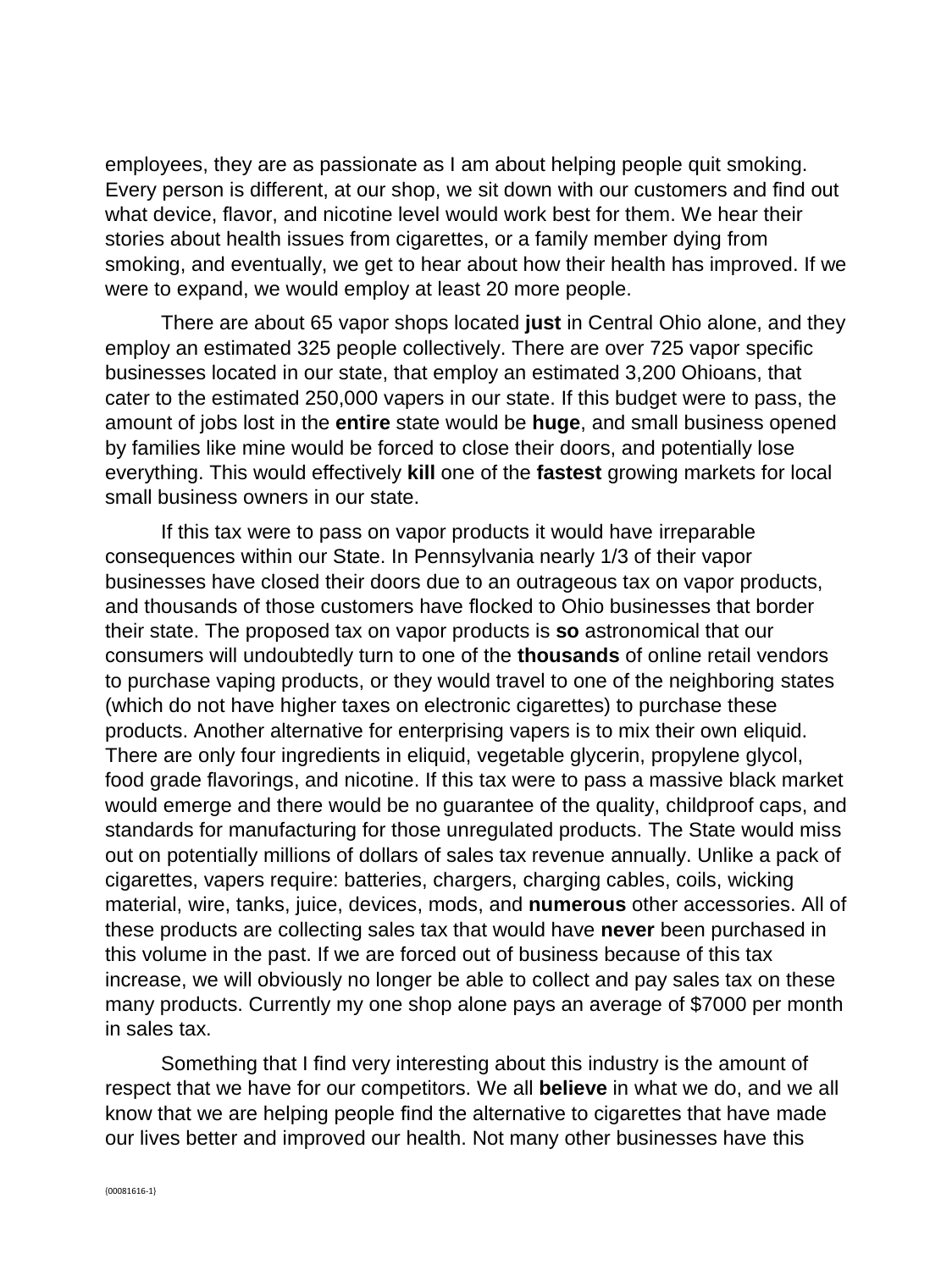employees, they are as passionate as I am about helping people quit smoking. Every person is different, at our shop, we sit down with our customers and find out what device, flavor, and nicotine level would work best for them. We hear their stories about health issues from cigarettes, or a family member dying from smoking, and eventually, we get to hear about how their health has improved. If we were to expand, we would employ at least 20 more people.

There are about 65 vapor shops located **just** in Central Ohio alone, and they employ an estimated 325 people collectively. There are over 725 vapor specific businesses located in our state, that employ an estimated 3,200 Ohioans, that cater to the estimated 250,000 vapers in our state. If this budget were to pass, the amount of jobs lost in the **entire** state would be **huge**, and small business opened by families like mine would be forced to close their doors, and potentially lose everything. This would effectively **kill** one of the **fastest** growing markets for local small business owners in our state.

If this tax were to pass on vapor products it would have irreparable consequences within our State. In Pennsylvania nearly 1/3 of their vapor businesses have closed their doors due to an outrageous tax on vapor products, and thousands of those customers have flocked to Ohio businesses that border their state. The proposed tax on vapor products is **so** astronomical that our consumers will undoubtedly turn to one of the **thousands** of online retail vendors to purchase vaping products, or they would travel to one of the neighboring states (which do not have higher taxes on electronic cigarettes) to purchase these products. Another alternative for enterprising vapers is to mix their own eliquid. There are only four ingredients in eliquid, vegetable glycerin, propylene glycol, food grade flavorings, and nicotine. If this tax were to pass a massive black market would emerge and there would be no guarantee of the quality, childproof caps, and standards for manufacturing for those unregulated products. The State would miss out on potentially millions of dollars of sales tax revenue annually. Unlike a pack of cigarettes, vapers require: batteries, chargers, charging cables, coils, wicking material, wire, tanks, juice, devices, mods, and **numerous** other accessories. All of these products are collecting sales tax that would have **never** been purchased in this volume in the past. If we are forced out of business because of this tax increase, we will obviously no longer be able to collect and pay sales tax on these many products. Currently my one shop alone pays an average of $7000 per month in sales tax.

Something that I find very interesting about this industry is the amount of respect that we have for our competitors. We all **believe** in what we do, and we all know that we are helping people find the alternative to cigarettes that have made our lives better and improved our health. Not many other businesses have this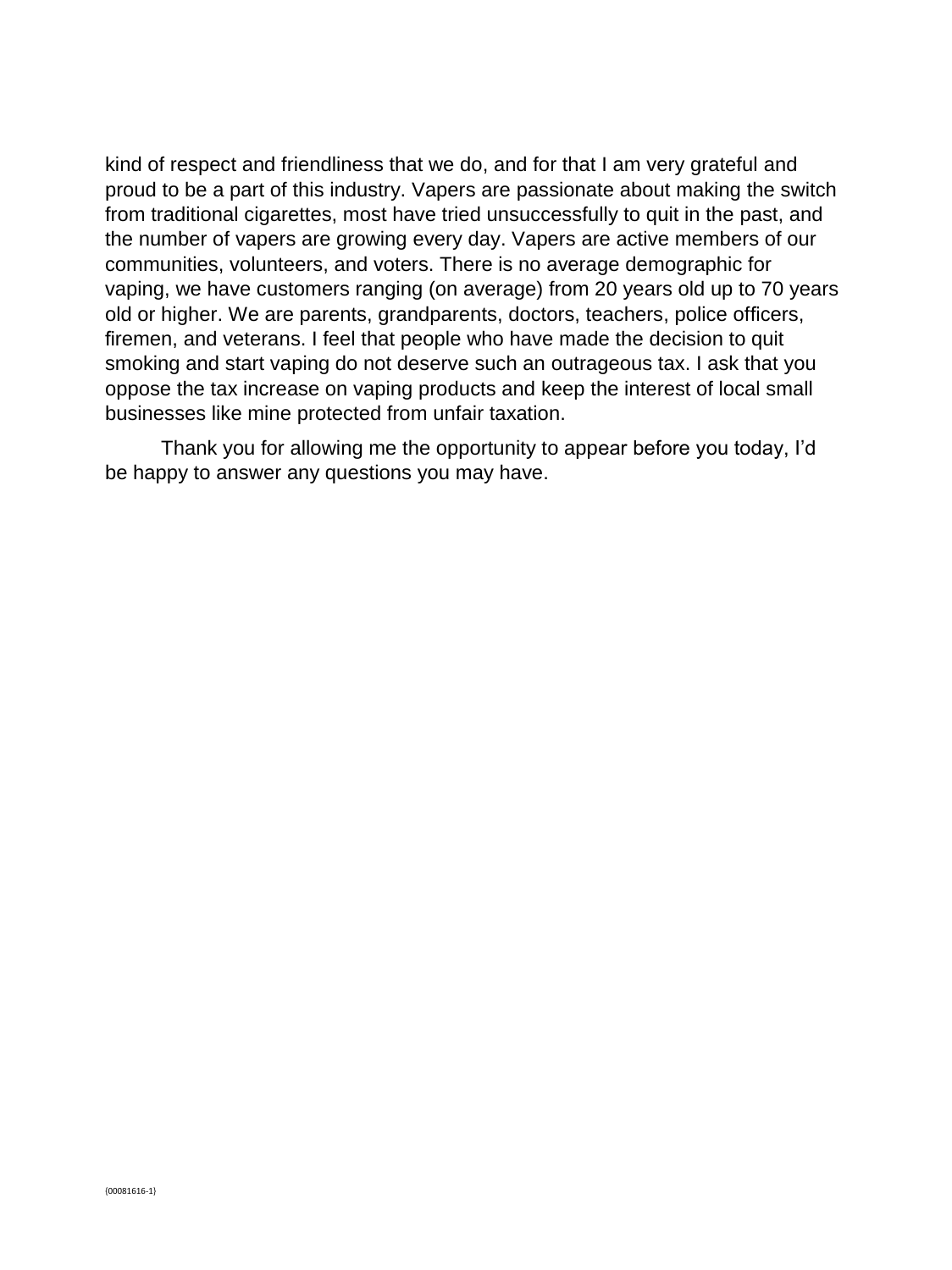kind of respect and friendliness that we do, and for that I am very grateful and proud to be a part of this industry. Vapers are passionate about making the switch from traditional cigarettes, most have tried unsuccessfully to quit in the past, and the number of vapers are growing every day. Vapers are active members of our communities, volunteers, and voters. There is no average demographic for vaping, we have customers ranging (on average) from 20 years old up to 70 years old or higher. We are parents, grandparents, doctors, teachers, police officers, firemen, and veterans. I feel that people who have made the decision to quit smoking and start vaping do not deserve such an outrageous tax. I ask that you oppose the tax increase on vaping products and keep the interest of local small businesses like mine protected from unfair taxation.

Thank you for allowing me the opportunity to appear before you today, I'd be happy to answer any questions you may have.